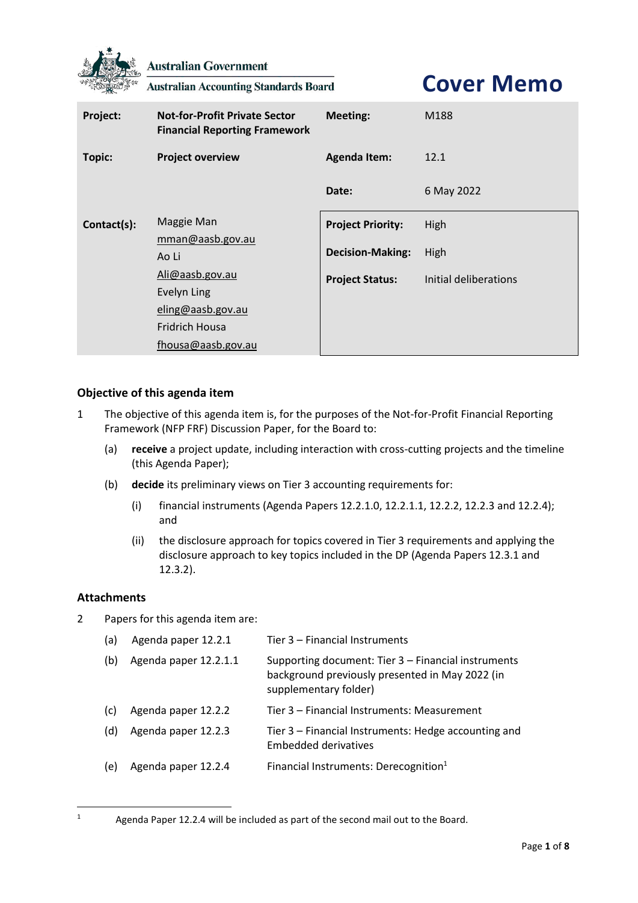Australian Government

Australian Accounting Standards Board

# Cover Memo

| | | | |
|---|---|---|---|
| **Project:** | **Not-for-Profit Private Sector Financial Reporting Framework** | **Meeting:** | M188 |
| **Topic:** | **Project overview** | **Agenda Item:** | 12.1 |
| | | **Date:** | 6 May 2022 |
| **Contact(s):** | Maggie Man<br>mman@aasb.gov.au<br>Ao Li<br>Ali@aasb.gov.au<br>Evelyn Ling<br>eling@aasb.gov.au<br>Fridrich Housa<br>fhousa@aasb.gov.au | **Project Priority:**<br>**Decision-Making:**<br>**Project Status:** | High<br>High<br>Initial deliberations |

## Objective of this agenda item

1 The objective of this agenda item is, for the purposes of the Not-for-Profit Financial Reporting Framework (NFP FRF) Discussion Paper, for the Board to:

   (a) **receive** a project update, including interaction with cross-cutting projects and the timeline (this Agenda Paper);

   (b) **decide** its preliminary views on Tier 3 accounting requirements for:

      (i) financial instruments (Agenda Papers 12.2.1.0, 12.2.1.1, 12.2.2, 12.2.3 and 12.2.4); and

      (ii) the disclosure approach for topics covered in Tier 3 requirements and applying the disclosure approach to key topics included in the DP (Agenda Papers 12.3.1 and 12.3.2).

## Attachments

2 Papers for this agenda item are:

| | | |
|---|---|---|
| (a) | Agenda paper 12.2.1 | Tier 3 – Financial Instruments |
| (b) | Agenda paper 12.2.1.1 | Supporting document: Tier 3 – Financial instruments background previously presented in May 2022 (in supplementary folder) |
| (c) | Agenda paper 12.2.2 | Tier 3 – Financial Instruments: Measurement |
| (d) | Agenda paper 12.2.3 | Tier 3 – Financial Instruments: Hedge accounting and Embedded derivatives |
| (e) | Agenda paper 12.2.4 | Financial Instruments: Derecognition[1] |

[1] Agenda Paper 12.2.4 will be included as part of the second mail out to the Board.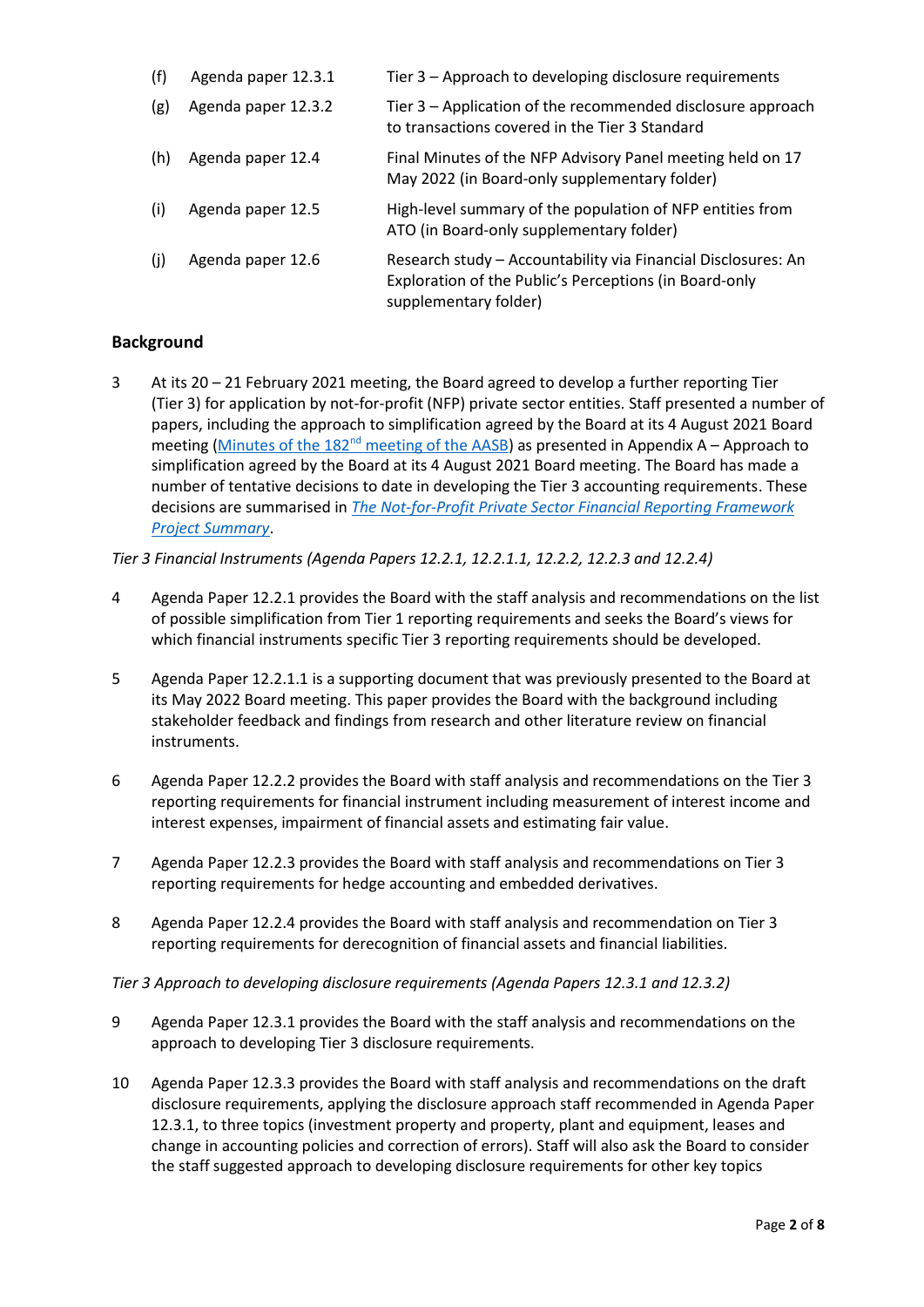| | | |
|---|---|---|
| (f) | Agenda paper 12.3.1 | Tier 3 – Approach to developing disclosure requirements |
| (g) | Agenda paper 12.3.2 | Tier 3 – Application of the recommended disclosure approach to transactions covered in the Tier 3 Standard |
| (h) | Agenda paper 12.4 | Final Minutes of the NFP Advisory Panel meeting held on 17 May 2022 (in Board-only supplementary folder) |
| (i) | Agenda paper 12.5 | High-level summary of the population of NFP entities from ATO (in Board-only supplementary folder) |
| (j) | Agenda paper 12.6 | Research study – Accountability via Financial Disclosures: An Exploration of the Public's Perceptions (in Board-only supplementary folder) |

## Background

3 At its 20 – 21 February 2021 meeting, the Board agreed to develop a further reporting Tier (Tier 3) for application by not-for-profit (NFP) private sector entities. Staff presented a number of papers, including the approach to simplification agreed by the Board at its 4 August 2021 Board meeting (Minutes of the 182nd meeting of the AASB) as presented in Appendix A – Approach to simplification agreed by the Board at its 4 August 2021 Board meeting. The Board has made a number of tentative decisions to date in developing the Tier 3 accounting requirements. These decisions are summarised in *The Not-for-Profit Private Sector Financial Reporting Framework Project Summary*.

*Tier 3 Financial Instruments (Agenda Papers 12.2.1, 12.2.1.1, 12.2.2, 12.2.3 and 12.2.4)*

4 Agenda Paper 12.2.1 provides the Board with the staff analysis and recommendations on the list of possible simplification from Tier 1 reporting requirements and seeks the Board's views for which financial instruments specific Tier 3 reporting requirements should be developed.

5 Agenda Paper 12.2.1.1 is a supporting document that was previously presented to the Board at its May 2022 Board meeting. This paper provides the Board with the background including stakeholder feedback and findings from research and other literature review on financial instruments.

6 Agenda Paper 12.2.2 provides the Board with staff analysis and recommendations on the Tier 3 reporting requirements for financial instrument including measurement of interest income and interest expenses, impairment of financial assets and estimating fair value.

7 Agenda Paper 12.2.3 provides the Board with staff analysis and recommendations on Tier 3 reporting requirements for hedge accounting and embedded derivatives.

8 Agenda Paper 12.2.4 provides the Board with staff analysis and recommendation on Tier 3 reporting requirements for derecognition of financial assets and financial liabilities.

*Tier 3 Approach to developing disclosure requirements (Agenda Papers 12.3.1 and 12.3.2)*

9 Agenda Paper 12.3.1 provides the Board with the staff analysis and recommendations on the approach to developing Tier 3 disclosure requirements.

10 Agenda Paper 12.3.3 provides the Board with staff analysis and recommendations on the draft disclosure requirements, applying the disclosure approach staff recommended in Agenda Paper 12.3.1, to three topics (investment property and property, plant and equipment, leases and change in accounting policies and correction of errors). Staff will also ask the Board to consider the staff suggested approach to developing disclosure requirements for other key topics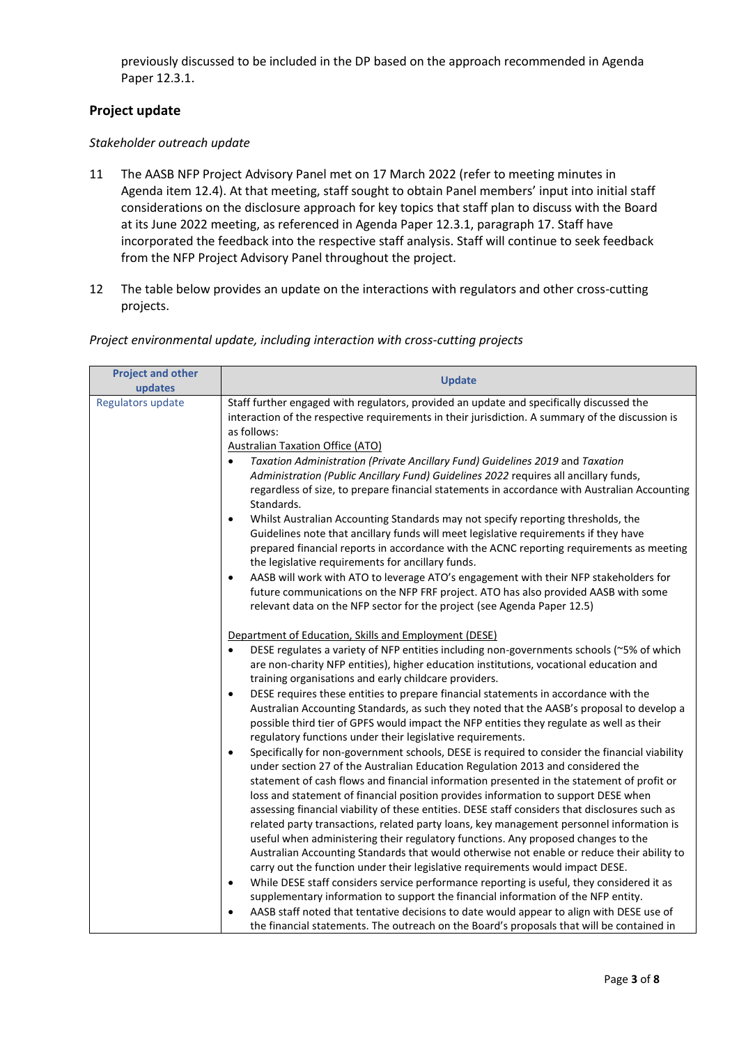previously discussed to be included in the DP based on the approach recommended in Agenda Paper 12.3.1.

## Project update

*Stakeholder outreach update*

11 The AASB NFP Project Advisory Panel met on 17 March 2022 (refer to meeting minutes in Agenda item 12.4). At that meeting, staff sought to obtain Panel members' input into initial staff considerations on the disclosure approach for key topics that staff plan to discuss with the Board at its June 2022 meeting, as referenced in Agenda Paper 12.3.1, paragraph 17. Staff have incorporated the feedback into the respective staff analysis. Staff will continue to seek feedback from the NFP Project Advisory Panel throughout the project.

12 The table below provides an update on the interactions with regulators and other cross-cutting projects.

*Project environmental update, including interaction with cross-cutting projects*

| Project and other updates | Update |
|---|---|
| Regulators update | Staff further engaged with regulators, provided an update and specifically discussed the interaction of the respective requirements in their jurisdiction. A summary of the discussion is as follows:<br>Australian Taxation Office (ATO)<br>• *Taxation Administration (Private Ancillary Fund) Guidelines 2019* and *Taxation Administration (Public Ancillary Fund) Guidelines 2022* requires all ancillary funds, regardless of size, to prepare financial statements in accordance with Australian Accounting Standards.<br>• Whilst Australian Accounting Standards may not specify reporting thresholds, the Guidelines note that ancillary funds will meet legislative requirements if they have prepared financial reports in accordance with the ACNC reporting requirements as meeting the legislative requirements for ancillary funds.<br>• AASB will work with ATO to leverage ATO's engagement with their NFP stakeholders for future communications on the NFP FRF project. ATO has also provided AASB with some relevant data on the NFP sector for the project (see Agenda Paper 12.5)<br><br>Department of Education, Skills and Employment (DESE)<br>• DESE regulates a variety of NFP entities including non-governments schools (~5% of which are non-charity NFP entities), higher education institutions, vocational education and training organisations and early childcare providers.<br>• DESE requires these entities to prepare financial statements in accordance with the Australian Accounting Standards, as such they noted that the AASB's proposal to develop a possible third tier of GPFS would impact the NFP entities they regulate as well as their regulatory functions under their legislative requirements.<br>• Specifically for non-government schools, DESE is required to consider the financial viability under section 27 of the Australian Education Regulation 2013 and considered the statement of cash flows and financial information presented in the statement of profit or loss and statement of financial position provides information to support DESE when assessing financial viability of these entities. DESE staff considers that disclosures such as related party transactions, related party loans, key management personnel information is useful when administering their regulatory functions. Any proposed changes to the Australian Accounting Standards that would otherwise not enable or reduce their ability to carry out the function under their legislative requirements would impact DESE.<br>• While DESE staff considers service performance reporting is useful, they considered it as supplementary information to support the financial information of the NFP entity.<br>• AASB staff noted that tentative decisions to date would appear to align with DESE use of the financial statements. The outreach on the Board's proposals that will be contained in |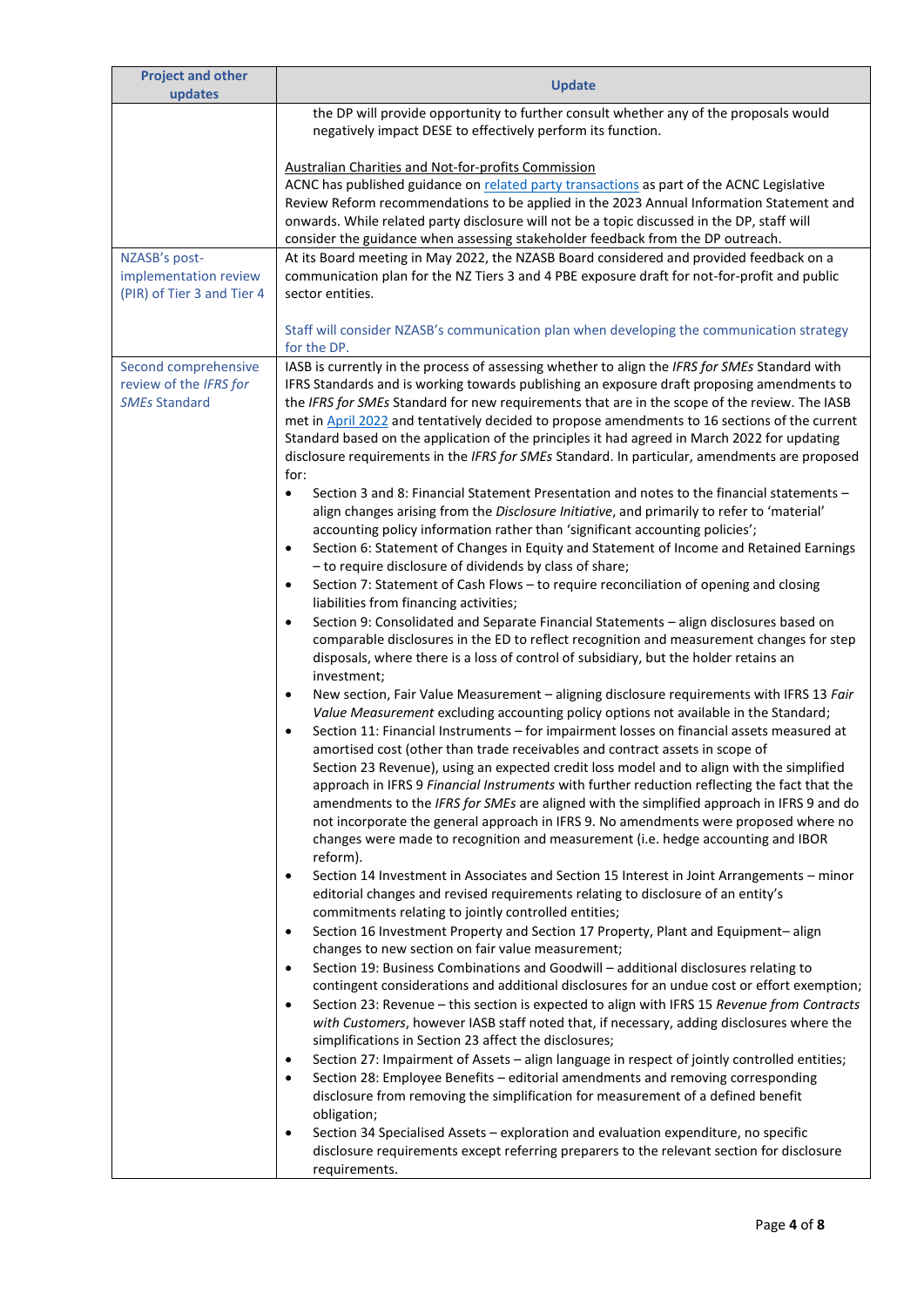| Project and other updates | Update |
|---|---|
| | the DP will provide opportunity to further consult whether any of the proposals would negatively impact DESE to effectively perform its function.<br><br>Australian Charities and Not-for-profits Commission<br>ACNC has published guidance on related party transactions as part of the ACNC Legislative Review Reform recommendations to be applied in the 2023 Annual Information Statement and onwards. While related party disclosure will not be a topic discussed in the DP, staff will consider the guidance when assessing stakeholder feedback from the DP outreach. |
| NZASB's post-implementation review (PIR) of Tier 3 and Tier 4 | At its Board meeting in May 2022, the NZASB Board considered and provided feedback on a communication plan for the NZ Tiers 3 and 4 PBE exposure draft for not-for-profit and public sector entities.<br><br>Staff will consider NZASB's communication plan when developing the communication strategy for the DP. |
| Second comprehensive review of the *IFRS for SMEs* Standard | IASB is currently in the process of assessing whether to align the *IFRS for SMEs* Standard with IFRS Standards and is working towards publishing an exposure draft proposing amendments to the *IFRS for SMEs* Standard for new requirements that are in the scope of the review. The IASB met in April 2022 and tentatively decided to propose amendments to 16 sections of the current Standard based on the application of the principles it had agreed in March 2022 for updating disclosure requirements in the *IFRS for SMEs* Standard. In particular, amendments are proposed for:<br>• Section 3 and 8: Financial Statement Presentation and notes to the financial statements – align changes arising from the *Disclosure Initiative*, and primarily to refer to 'material' accounting policy information rather than 'significant accounting policies';<br>• Section 6: Statement of Changes in Equity and Statement of Income and Retained Earnings – to require disclosure of dividends by class of share;<br>• Section 7: Statement of Cash Flows – to require reconciliation of opening and closing liabilities from financing activities;<br>• Section 9: Consolidated and Separate Financial Statements – align disclosures based on comparable disclosures in the ED to reflect recognition and measurement changes for step disposals, where there is a loss of control of subsidiary, but the holder retains an investment;<br>• New section, Fair Value Measurement – aligning disclosure requirements with IFRS 13 *Fair Value Measurement* excluding accounting policy options not available in the Standard;<br>• Section 11: Financial Instruments – for impairment losses on financial assets measured at amortised cost (other than trade receivables and contract assets in scope of Section 23 Revenue), using an expected credit loss model and to align with the simplified approach in IFRS 9 *Financial Instruments* with further reduction reflecting the fact that the amendments to the *IFRS for SMEs* are aligned with the simplified approach in IFRS 9 and do not incorporate the general approach in IFRS 9. No amendments were proposed where no changes were made to recognition and measurement (i.e. hedge accounting and IBOR reform).<br>• Section 14 Investment in Associates and Section 15 Interest in Joint Arrangements – minor editorial changes and revised requirements relating to disclosure of an entity's commitments relating to jointly controlled entities;<br>• Section 16 Investment Property and Section 17 Property, Plant and Equipment– align changes to new section on fair value measurement;<br>• Section 19: Business Combinations and Goodwill – additional disclosures relating to contingent considerations and additional disclosures for an undue cost or effort exemption;<br>• Section 23: Revenue – this section is expected to align with IFRS 15 *Revenue from Contracts with Customers*, however IASB staff noted that, if necessary, adding disclosures where the simplifications in Section 23 affect the disclosures;<br>• Section 27: Impairment of Assets – align language in respect of jointly controlled entities;<br>• Section 28: Employee Benefits – editorial amendments and removing corresponding disclosure from removing the simplification for measurement of a defined benefit obligation;<br>• Section 34 Specialised Assets – exploration and evaluation expenditure, no specific disclosure requirements except referring preparers to the relevant section for disclosure requirements. |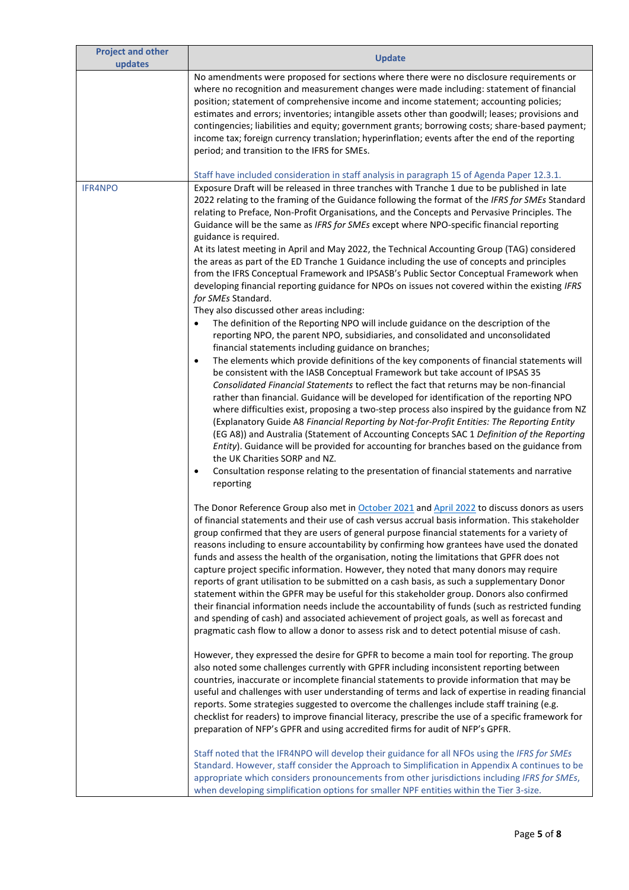| Project and other updates | Update |
|---|---|
| | No amendments were proposed for sections where there were no disclosure requirements or where no recognition and measurement changes were made including: statement of financial position; statement of comprehensive income and income statement; accounting policies; estimates and errors; inventories; intangible assets other than goodwill; leases; provisions and contingencies; liabilities and equity; government grants; borrowing costs; share-based payment; income tax; foreign currency translation; hyperinflation; events after the end of the reporting period; and transition to the IFRS for SMEs.<br><br>Staff have included consideration in staff analysis in paragraph 15 of Agenda Paper 12.3.1. |
| IFR4NPO | Exposure Draft will be released in three tranches with Tranche 1 due to be published in late 2022 relating to the framing of the Guidance following the format of the *IFRS for SMEs* Standard relating to Preface, Non-Profit Organisations, and the Concepts and Pervasive Principles. The Guidance will be the same as *IFRS for SMEs* except where NPO-specific financial reporting guidance is required.<br>At its latest meeting in April and May 2022, the Technical Accounting Group (TAG) considered the areas as part of the ED Tranche 1 Guidance including the use of concepts and principles from the IFRS Conceptual Framework and IPSASB's Public Sector Conceptual Framework when developing financial reporting guidance for NPOs on issues not covered within the existing *IFRS for SMEs* Standard.<br>They also discussed other areas including:<br>• The definition of the Reporting NPO will include guidance on the description of the reporting NPO, the parent NPO, subsidiaries, and consolidated and unconsolidated financial statements including guidance on branches;<br>• The elements which provide definitions of the key components of financial statements will be consistent with the IASB Conceptual Framework but take account of IPSAS 35 *Consolidated Financial Statements* to reflect the fact that returns may be non-financial rather than financial. Guidance will be developed for identification of the reporting NPO where difficulties exist, proposing a two-step process also inspired by the guidance from NZ (Explanatory Guide A8 *Financial Reporting by Not-for-Profit Entities: The Reporting Entity* (EG A8)) and Australia (Statement of Accounting Concepts SAC 1 *Definition of the Reporting Entity*). Guidance will be provided for accounting for branches based on the guidance from the UK Charities SORP and NZ.<br>• Consultation response relating to the presentation of financial statements and narrative reporting<br><br>The Donor Reference Group also met in October 2021 and April 2022 to discuss donors as users of financial statements and their use of cash versus accrual basis information. This stakeholder group confirmed that they are users of general purpose financial statements for a variety of reasons including to ensure accountability by confirming how grantees have used the donated funds and assess the health of the organisation, noting the limitations that GPFR does not capture project specific information. However, they noted that many donors may require reports of grant utilisation to be submitted on a cash basis, as such a supplementary Donor statement within the GPFR may be useful for this stakeholder group. Donors also confirmed their financial information needs include the accountability of funds (such as restricted funding and spending of cash) and associated achievement of project goals, as well as forecast and pragmatic cash flow to allow a donor to assess risk and to detect potential misuse of cash.<br><br>However, they expressed the desire for GPFR to become a main tool for reporting. The group also noted some challenges currently with GPFR including inconsistent reporting between countries, inaccurate or incomplete financial statements to provide information that may be useful and challenges with user understanding of terms and lack of expertise in reading financial reports. Some strategies suggested to overcome the challenges include staff training (e.g. checklist for readers) to improve financial literacy, prescribe the use of a specific framework for preparation of NFP's GPFR and using accredited firms for audit of NFP's GPFR.<br><br>Staff noted that the IFR4NPO will develop their guidance for all NFOs using the *IFRS for SMEs* Standard. However, staff consider the Approach to Simplification in Appendix A continues to be appropriate which considers pronouncements from other jurisdictions including *IFRS for SMEs*, when developing simplification options for smaller NPF entities within the Tier 3-size. |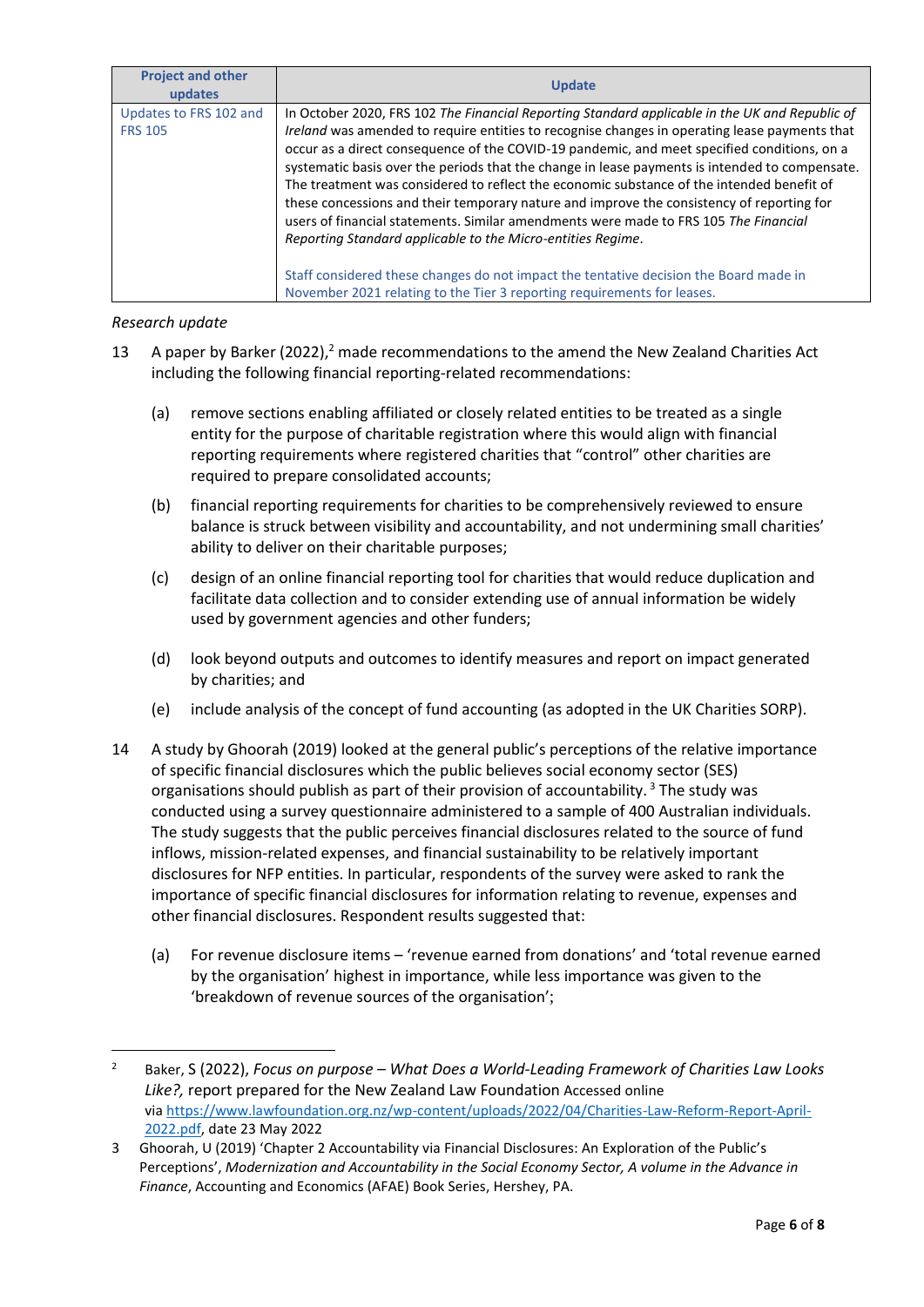| Project and other updates | Update |
|---|---|
| Updates to FRS 102 and FRS 105 | In October 2020, FRS 102 *The Financial Reporting Standard applicable in the UK and Republic of Ireland* was amended to require entities to recognise changes in operating lease payments that occur as a direct consequence of the COVID-19 pandemic, and meet specified conditions, on a systematic basis over the periods that the change in lease payments is intended to compensate. The treatment was considered to reflect the economic substance of the intended benefit of these concessions and their temporary nature and improve the consistency of reporting for users of financial statements. Similar amendments were made to FRS 105 *The Financial Reporting Standard applicable to the Micro-entities Regime*.<br><br>Staff considered these changes do not impact the tentative decision the Board made in November 2021 relating to the Tier 3 reporting requirements for leases. |

*Research update*

13 A paper by Barker (2022),[2] made recommendations to the amend the New Zealand Charities Act including the following financial reporting-related recommendations:

(a) remove sections enabling affiliated or closely related entities to be treated as a single entity for the purpose of charitable registration where this would align with financial reporting requirements where registered charities that "control" other charities are required to prepare consolidated accounts;

(b) financial reporting requirements for charities to be comprehensively reviewed to ensure balance is struck between visibility and accountability, and not undermining small charities' ability to deliver on their charitable purposes;

(c) design of an online financial reporting tool for charities that would reduce duplication and facilitate data collection and to consider extending use of annual information be widely used by government agencies and other funders;

(d) look beyond outputs and outcomes to identify measures and report on impact generated by charities; and

(e) include analysis of the concept of fund accounting (as adopted in the UK Charities SORP).

14 A study by Ghoorah (2019) looked at the general public's perceptions of the relative importance of specific financial disclosures which the public believes social economy sector (SES) organisations should publish as part of their provision of accountability.[3] The study was conducted using a survey questionnaire administered to a sample of 400 Australian individuals. The study suggests that the public perceives financial disclosures related to the source of fund inflows, mission-related expenses, and financial sustainability to be relatively important disclosures for NFP entities. In particular, respondents of the survey were asked to rank the importance of specific financial disclosures for information relating to revenue, expenses and other financial disclosures. Respondent results suggested that:

(a) For revenue disclosure items – 'revenue earned from donations' and 'total revenue earned by the organisation' highest in importance, while less importance was given to the 'breakdown of revenue sources of the organisation';

---

[2] Baker, S (2022), *Focus on purpose – What Does a World-Leading Framework of Charities Law Looks Like?,* report prepared for the New Zealand Law Foundation Accessed online via https://www.lawfoundation.org.nz/wp-content/uploads/2022/04/Charities-Law-Reform-Report-April-2022.pdf, date 23 May 2022

[3] Ghoorah, U (2019) 'Chapter 2 Accountability via Financial Disclosures: An Exploration of the Public's Perceptions', *Modernization and Accountability in the Social Economy Sector, A volume in the Advance in Finance*, Accounting and Economics (AFAE) Book Series, Hershey, PA.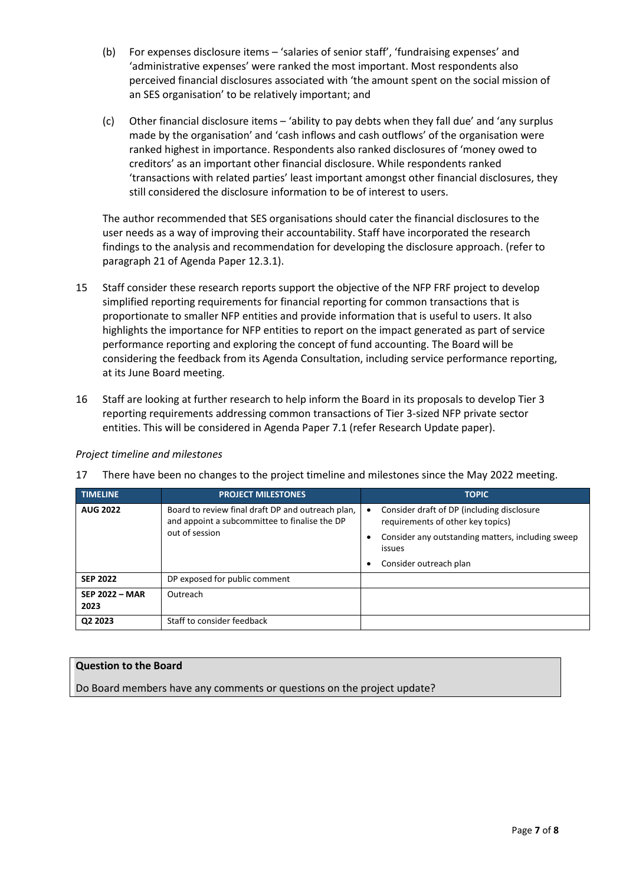(b) For expenses disclosure items – 'salaries of senior staff', 'fundraising expenses' and 'administrative expenses' were ranked the most important. Most respondents also perceived financial disclosures associated with 'the amount spent on the social mission of an SES organisation' to be relatively important; and

(c) Other financial disclosure items – 'ability to pay debts when they fall due' and 'any surplus made by the organisation' and 'cash inflows and cash outflows' of the organisation were ranked highest in importance. Respondents also ranked disclosures of 'money owed to creditors' as an important other financial disclosure. While respondents ranked 'transactions with related parties' least important amongst other financial disclosures, they still considered the disclosure information to be of interest to users.

The author recommended that SES organisations should cater the financial disclosures to the user needs as a way of improving their accountability. Staff have incorporated the research findings to the analysis and recommendation for developing the disclosure approach. (refer to paragraph 21 of Agenda Paper 12.3.1).

15 Staff consider these research reports support the objective of the NFP FRF project to develop simplified reporting requirements for financial reporting for common transactions that is proportionate to smaller NFP entities and provide information that is useful to users. It also highlights the importance for NFP entities to report on the impact generated as part of service performance reporting and exploring the concept of fund accounting. The Board will be considering the feedback from its Agenda Consultation, including service performance reporting, at its June Board meeting.

16 Staff are looking at further research to help inform the Board in its proposals to develop Tier 3 reporting requirements addressing common transactions of Tier 3-sized NFP private sector entities. This will be considered in Agenda Paper 7.1 (refer Research Update paper).

*Project timeline and milestones*

17 There have been no changes to the project timeline and milestones since the May 2022 meeting.

| TIMELINE | PROJECT MILESTONES | TOPIC |
|---|---|---|
| **AUG 2022** | Board to review final draft DP and outreach plan, and appoint a subcommittee to finalise the DP out of session | • Consider draft of DP (including disclosure requirements of other key topics)<br>• Consider any outstanding matters, including sweep issues<br>• Consider outreach plan |
| **SEP 2022** | DP exposed for public comment | |
| **SEP 2022 – MAR 2023** | Outreach | |
| **Q2 2023** | Staff to consider feedback | |

**Question to the Board**

Do Board members have any comments or questions on the project update?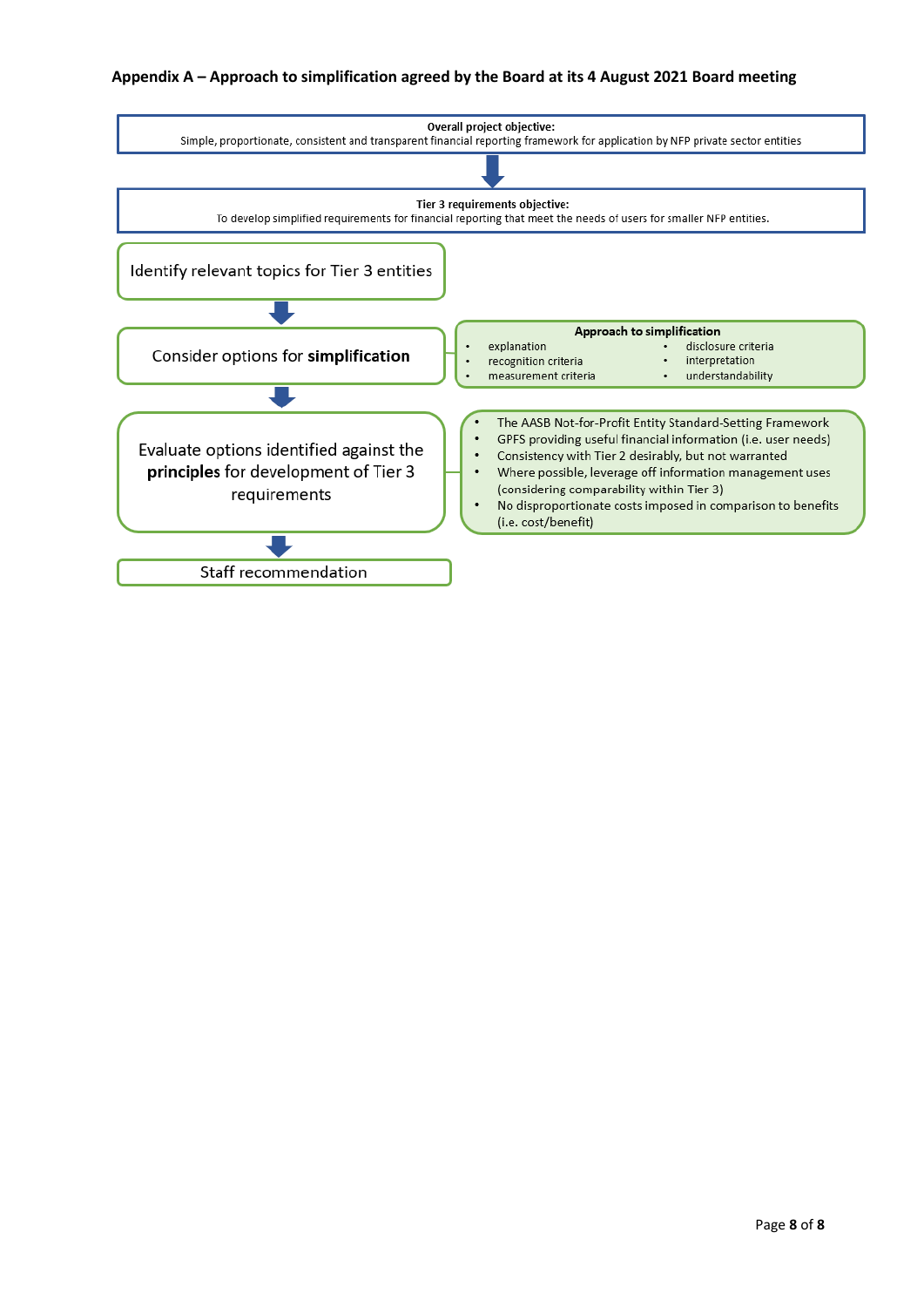**Appendix A – Approach to simplification agreed by the Board at its 4 August 2021 Board meeting**

**Overall project objective:**
Simple, proportionate, consistent and transparent financial reporting framework for application by NFP private sector entities

**Tier 3 requirements objective:**
To develop simplified requirements for financial reporting that meet the needs of users for smaller NFP entities.

Identify relevant topics for Tier 3 entities

Consider options for **simplification**

**Approach to simplification**

- explanation
- recognition criteria
- measurement criteria
- disclosure criteria
- interpretation
- understandability

Evaluate options identified against the **principles** for development of Tier 3 requirements

- The AASB Not-for-Profit Entity Standard-Setting Framework
- GPFS providing useful financial information (i.e. user needs)
- Consistency with Tier 2 desirably, but not warranted
- Where possible, leverage off information management uses (considering comparability within Tier 3)
- No disproportionate costs imposed in comparison to benefits (i.e. cost/benefit)

Staff recommendation